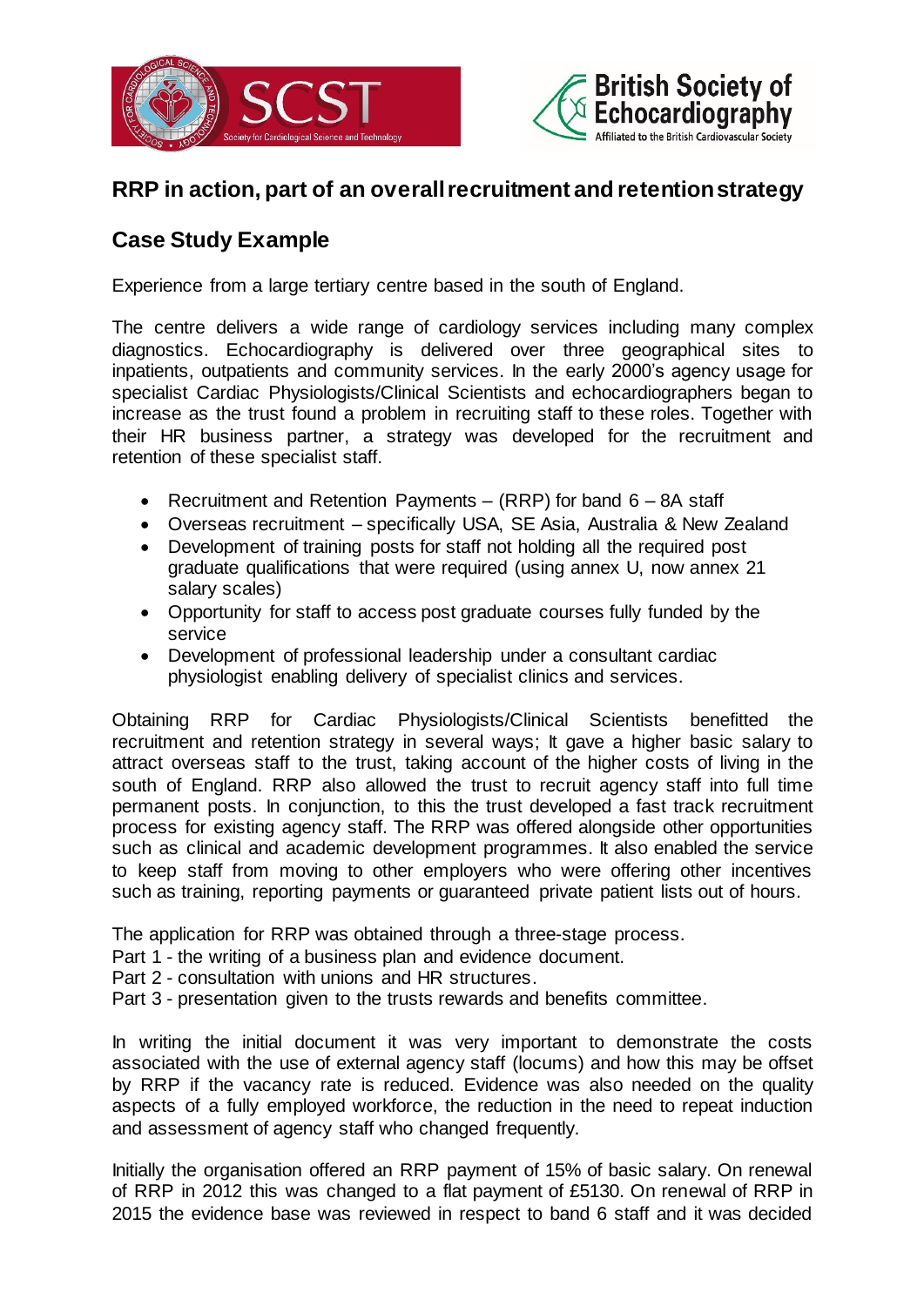## RRP in action, part of an overall recruitment and retention strategy

## Case Study Example

Experience from a large tertiary centre based in the south of England.

The centre delivers a wide range of cardiology services including many complex diagnostics. Echocardiography is delivered over three geographical sites to inpatients, outpatients and community services. In the early 2000's agency usage for specialist Cardiac Physiologists/Clinical Scientists and echocardiographers began to increase as the trust found a problem in recruiting staff to these roles. Together with their HR business partner, a strategy was developed for the recruitment and retention of these specialist staff.

- Recruitment and Retention Payments – (RRP) for band 6 – 8A staff
- Overseas recruitment – specifically USA, SE Asia, Australia & New Zealand
- Development of training posts for staff not holding all the required post graduate qualifications that were required (using annex U, now annex 21 salary scales)
- Opportunity for staff to access post graduate courses fully funded by the service
- Development of professional leadership under a consultant cardiac physiologist enabling delivery of specialist clinics and services.

Obtaining RRP for Cardiac Physiologists/Clinical Scientists benefitted the recruitment and retention strategy in several ways; It gave a higher basic salary to attract overseas staff to the trust, taking account of the higher costs of living in the south of England. RRP also allowed the trust to recruit agency staff into full time permanent posts. In conjunction, to this the trust developed a fast track recruitment process for existing agency staff. The RRP was offered alongside other opportunities such as clinical and academic development programmes. It also enabled the service to keep staff from moving to other employers who were offering other incentives such as training, reporting payments or guaranteed private patient lists out of hours.

The application for RRP was obtained through a three-stage process.
Part 1 - the writing of a business plan and evidence document.
Part 2 - consultation with unions and HR structures.
Part 3 - presentation given to the trusts rewards and benefits committee.

In writing the initial document it was very important to demonstrate the costs associated with the use of external agency staff (locums) and how this may be offset by RRP if the vacancy rate is reduced. Evidence was also needed on the quality aspects of a fully employed workforce, the reduction in the need to repeat induction and assessment of agency staff who changed frequently.

Initially the organisation offered an RRP payment of 15% of basic salary. On renewal of RRP in 2012 this was changed to a flat payment of £5130. On renewal of RRP in 2015 the evidence base was reviewed in respect to band 6 staff and it was decided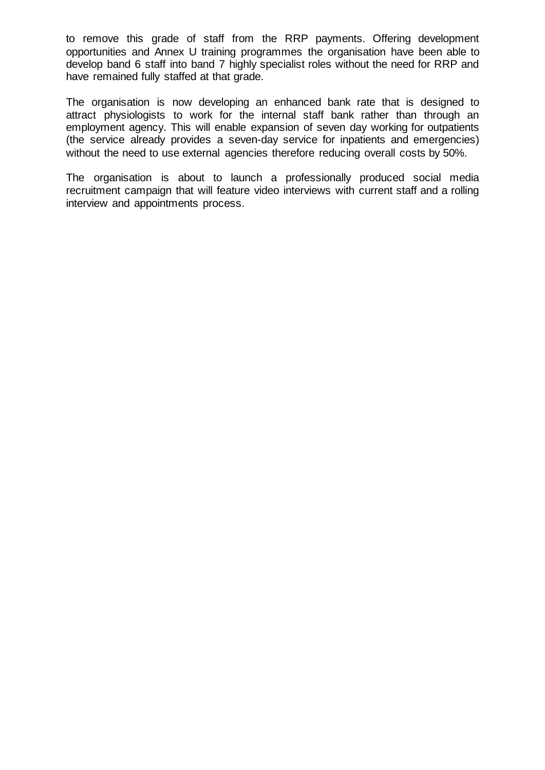to remove this grade of staff from the RRP payments. Offering development opportunities and Annex U training programmes the organisation have been able to develop band 6 staff into band 7 highly specialist roles without the need for RRP and have remained fully staffed at that grade.

The organisation is now developing an enhanced bank rate that is designed to attract physiologists to work for the internal staff bank rather than through an employment agency. This will enable expansion of seven day working for outpatients (the service already provides a seven-day service for inpatients and emergencies) without the need to use external agencies therefore reducing overall costs by 50%.

The organisation is about to launch a professionally produced social media recruitment campaign that will feature video interviews with current staff and a rolling interview and appointments process.